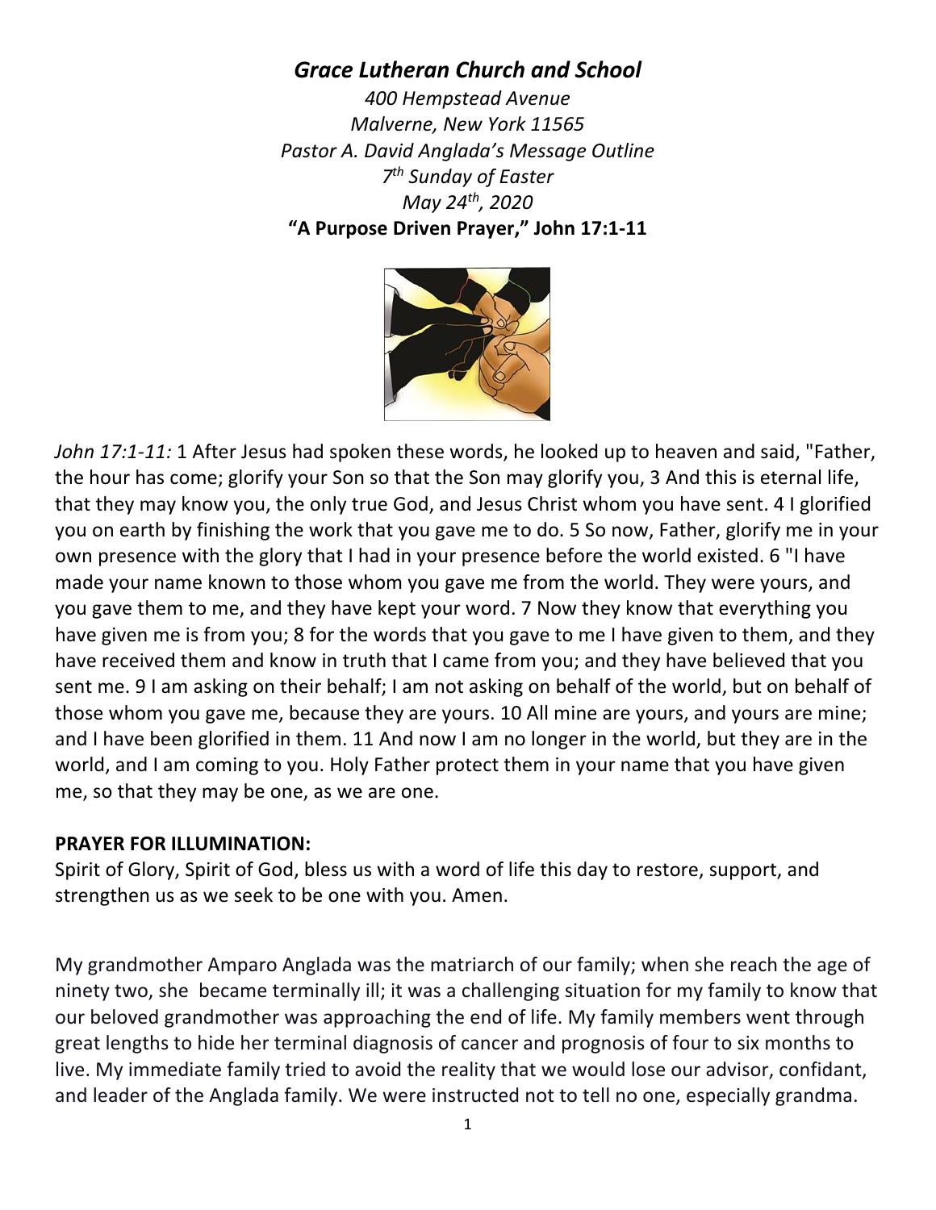*Grace Lutheran Church and School*

*400 Hempstead Avenue*
*Malverne, New York 11565*
*Pastor A. David Anglada's Message Outline*
*7th Sunday of Easter*
*May 24th, 2020*

**"A Purpose Driven Prayer," John 17:1-11**

*John 17:1-11:* 1 After Jesus had spoken these words, he looked up to heaven and said, "Father, the hour has come; glorify your Son so that the Son may glorify you, 3 And this is eternal life, that they may know you, the only true God, and Jesus Christ whom you have sent. 4 I glorified you on earth by finishing the work that you gave me to do. 5 So now, Father, glorify me in your own presence with the glory that I had in your presence before the world existed. 6 "I have made your name known to those whom you gave me from the world. They were yours, and you gave them to me, and they have kept your word. 7 Now they know that everything you have given me is from you; 8 for the words that you gave to me I have given to them, and they have received them and know in truth that I came from you; and they have believed that you sent me. 9 I am asking on their behalf; I am not asking on behalf of the world, but on behalf of those whom you gave me, because they are yours. 10 All mine are yours, and yours are mine; and I have been glorified in them. 11 And now I am no longer in the world, but they are in the world, and I am coming to you. Holy Father protect them in your name that you have given me, so that they may be one, as we are one.

**PRAYER FOR ILLUMINATION:**

Spirit of Glory, Spirit of God, bless us with a word of life this day to restore, support, and strengthen us as we seek to be one with you. Amen.

My grandmother Amparo Anglada was the matriarch of our family; when she reach the age of ninety two, she became terminally ill; it was a challenging situation for my family to know that our beloved grandmother was approaching the end of life. My family members went through great lengths to hide her terminal diagnosis of cancer and prognosis of four to six months to live. My immediate family tried to avoid the reality that we would lose our advisor, confidant, and leader of the Anglada family. We were instructed not to tell no one, especially grandma.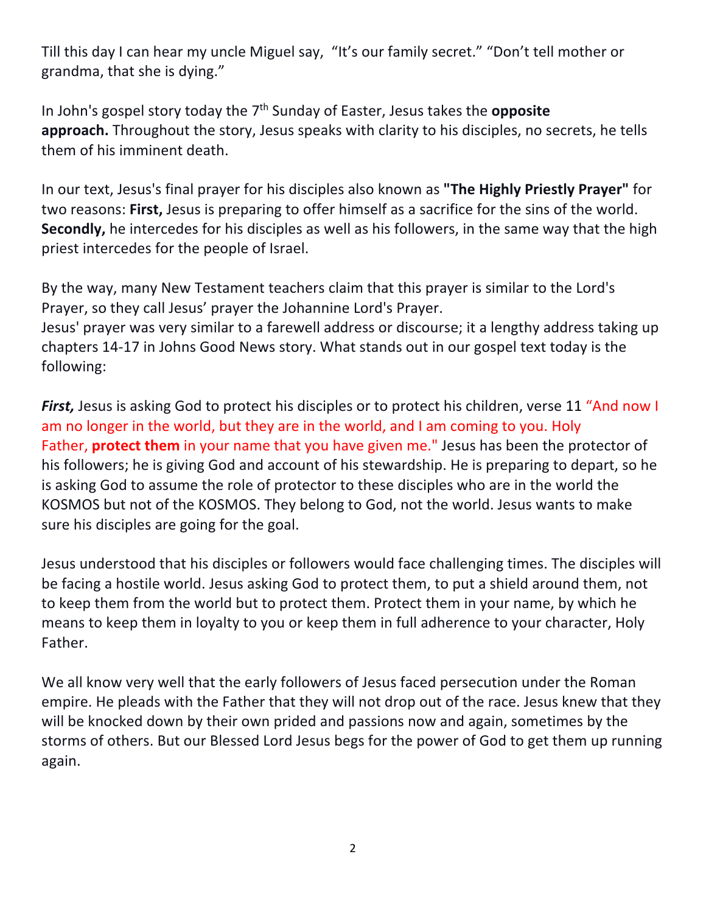Till this day I can hear my uncle Miguel say, "It's our family secret." "Don't tell mother or grandma, that she is dying."

In John's gospel story today the 7th Sunday of Easter, Jesus takes the **opposite approach.** Throughout the story, Jesus speaks with clarity to his disciples, no secrets, he tells them of his imminent death.

In our text, Jesus's final prayer for his disciples also known as **"The Highly Priestly Prayer"** for two reasons: **First,** Jesus is preparing to offer himself as a sacrifice for the sins of the world. **Secondly,** he intercedes for his disciples as well as his followers, in the same way that the high priest intercedes for the people of Israel.

By the way, many New Testament teachers claim that this prayer is similar to the Lord's Prayer, so they call Jesus' prayer the Johannine Lord's Prayer.
Jesus' prayer was very similar to a farewell address or discourse; it a lengthy address taking up chapters 14-17 in Johns Good News story. What stands out in our gospel text today is the following:

***First,*** Jesus is asking God to protect his disciples or to protect his children, verse 11 "And now I am no longer in the world, but they are in the world, and I am coming to you. Holy Father, **protect them** in your name that you have given me." Jesus has been the protector of his followers; he is giving God and account of his stewardship. He is preparing to depart, so he is asking God to assume the role of protector to these disciples who are in the world the KOSMOS but not of the KOSMOS. They belong to God, not the world. Jesus wants to make sure his disciples are going for the goal.

Jesus understood that his disciples or followers would face challenging times. The disciples will be facing a hostile world. Jesus asking God to protect them, to put a shield around them, not to keep them from the world but to protect them. Protect them in your name, by which he means to keep them in loyalty to you or keep them in full adherence to your character, Holy Father.

We all know very well that the early followers of Jesus faced persecution under the Roman empire. He pleads with the Father that they will not drop out of the race. Jesus knew that they will be knocked down by their own prided and passions now and again, sometimes by the storms of others. But our Blessed Lord Jesus begs for the power of God to get them up running again.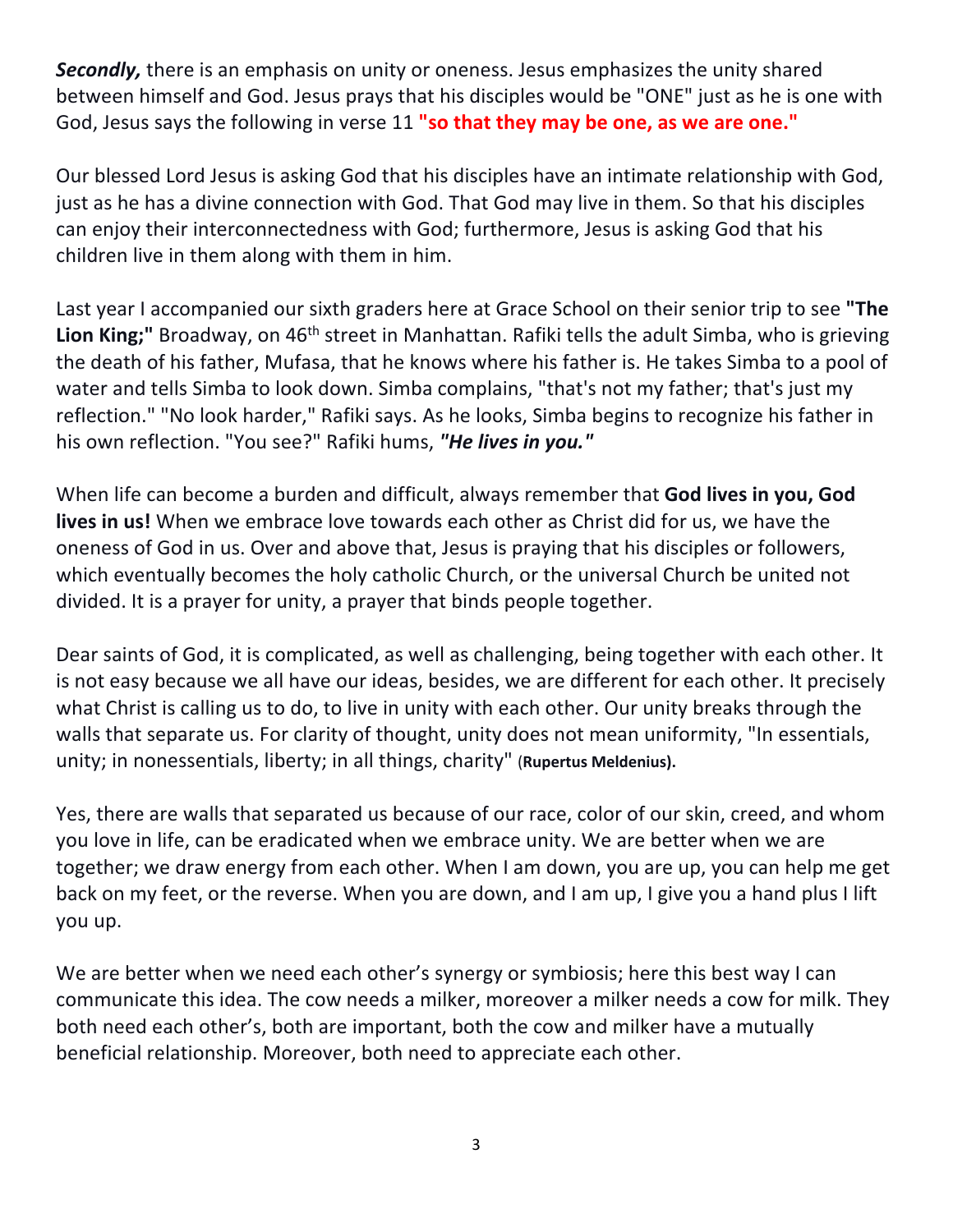***Secondly,*** there is an emphasis on unity or oneness. Jesus emphasizes the unity shared between himself and God. Jesus prays that his disciples would be "ONE" just as he is one with God, Jesus says the following in verse 11 **"so that they may be one, as we are one."**

Our blessed Lord Jesus is asking God that his disciples have an intimate relationship with God, just as he has a divine connection with God. That God may live in them. So that his disciples can enjoy their interconnectedness with God; furthermore, Jesus is asking God that his children live in them along with them in him.

Last year I accompanied our sixth graders here at Grace School on their senior trip to see **"The Lion King;"** Broadway, on 46th street in Manhattan. Rafiki tells the adult Simba, who is grieving the death of his father, Mufasa, that he knows where his father is. He takes Simba to a pool of water and tells Simba to look down. Simba complains, "that's not my father; that's just my reflection." "No look harder," Rafiki says. As he looks, Simba begins to recognize his father in his own reflection. "You see?" Rafiki hums, ***"He lives in you."***

When life can become a burden and difficult, always remember that **God lives in you, God lives in us!** When we embrace love towards each other as Christ did for us, we have the oneness of God in us. Over and above that, Jesus is praying that his disciples or followers, which eventually becomes the holy catholic Church, or the universal Church be united not divided. It is a prayer for unity, a prayer that binds people together.

Dear saints of God, it is complicated, as well as challenging, being together with each other. It is not easy because we all have our ideas, besides, we are different for each other. It precisely what Christ is calling us to do, to live in unity with each other. Our unity breaks through the walls that separate us. For clarity of thought, unity does not mean uniformity, "In essentials, unity; in nonessentials, liberty; in all things, charity" (**Rupertus Meldenius).**

Yes, there are walls that separated us because of our race, color of our skin, creed, and whom you love in life, can be eradicated when we embrace unity. We are better when we are together; we draw energy from each other. When I am down, you are up, you can help me get back on my feet, or the reverse. When you are down, and I am up, I give you a hand plus I lift you up.

We are better when we need each other's synergy or symbiosis; here this best way I can communicate this idea. The cow needs a milker, moreover a milker needs a cow for milk. They both need each other's, both are important, both the cow and milker have a mutually beneficial relationship. Moreover, both need to appreciate each other.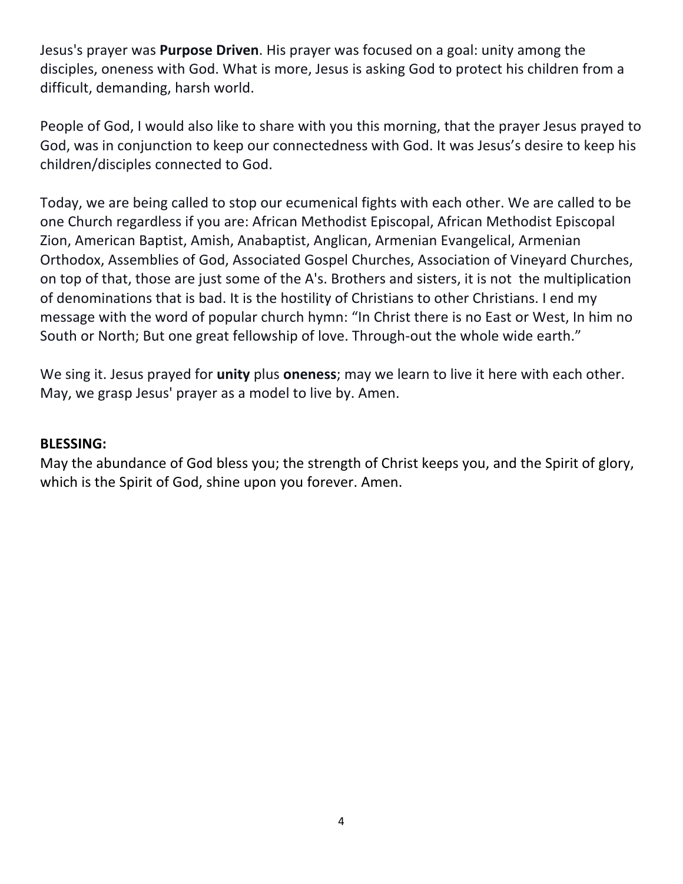Jesus's prayer was **Purpose Driven**. His prayer was focused on a goal: unity among the disciples, oneness with God. What is more, Jesus is asking God to protect his children from a difficult, demanding, harsh world.

People of God, I would also like to share with you this morning, that the prayer Jesus prayed to God, was in conjunction to keep our connectedness with God. It was Jesus's desire to keep his children/disciples connected to God.

Today, we are being called to stop our ecumenical fights with each other. We are called to be one Church regardless if you are: African Methodist Episcopal, African Methodist Episcopal Zion, American Baptist, Amish, Anabaptist, Anglican, Armenian Evangelical, Armenian Orthodox, Assemblies of God, Associated Gospel Churches, Association of Vineyard Churches, on top of that, those are just some of the A's. Brothers and sisters, it is not the multiplication of denominations that is bad. It is the hostility of Christians to other Christians. I end my message with the word of popular church hymn: "In Christ there is no East or West, In him no South or North; But one great fellowship of love. Through-out the whole wide earth."

We sing it. Jesus prayed for **unity** plus **oneness**; may we learn to live it here with each other. May, we grasp Jesus' prayer as a model to live by. Amen.

**BLESSING:**
May the abundance of God bless you; the strength of Christ keeps you, and the Spirit of glory, which is the Spirit of God, shine upon you forever. Amen.